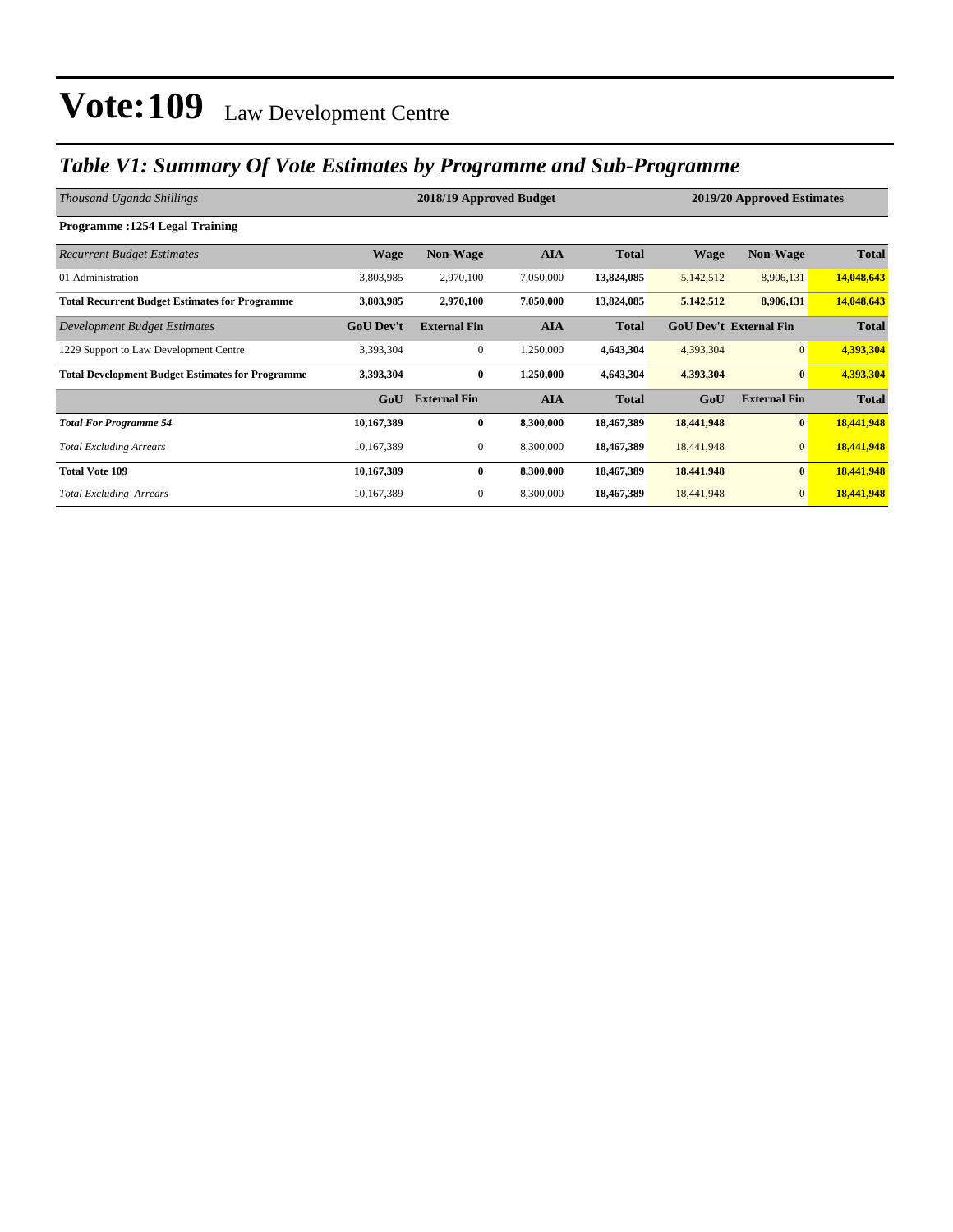# Vote:109 Law Development Centre

## *Table V1: Summary Of Vote Estimates by Programme and Sub-Programme*

| *Thousand Uganda Shillings* | 2018/19 Approved Budget | | | | 2019/20 Approved Estimates | | |
|---|---|---|---|---|---|---|---|
| **Programme :1254 Legal Training** | | | | | | | |
| *Recurrent Budget Estimates* | **Wage** | **Non-Wage** | **AIA** | **Total** | **Wage** | **Non-Wage** | **Total** |
| 01 Administration | 3,803,985 | 2,970,100 | 7,050,000 | **13,824,085** | 5,142,512 | 8,906,131 | **14,048,643** |
| **Total Recurrent Budget Estimates for Programme** | **3,803,985** | **2,970,100** | **7,050,000** | **13,824,085** | **5,142,512** | **8,906,131** | **14,048,643** |
| *Development Budget Estimates* | **GoU Dev't** | **External Fin** | **AIA** | **Total** | **GoU Dev't** | **External Fin** | **Total** |
| 1229 Support to Law Development Centre | 3,393,304 | 0 | 1,250,000 | **4,643,304** | 4,393,304 | 0 | **4,393,304** |
| **Total Development Budget Estimates for Programme** | **3,393,304** | **0** | **1,250,000** | **4,643,304** | **4,393,304** | **0** | **4,393,304** |
| | **GoU** | **External Fin** | **AIA** | **Total** | **GoU** | **External Fin** | **Total** |
| ***Total For Programme 54*** | **10,167,389** | **0** | **8,300,000** | **18,467,389** | **18,441,948** | **0** | **18,441,948** |
| *Total Excluding Arrears* | 10,167,389 | 0 | 8,300,000 | **18,467,389** | 18,441,948 | 0 | **18,441,948** |
| **Total Vote 109** | **10,167,389** | **0** | **8,300,000** | **18,467,389** | **18,441,948** | **0** | **18,441,948** |
| *Total Excluding Arrears* | 10,167,389 | 0 | 8,300,000 | **18,467,389** | 18,441,948 | 0 | **18,441,948** |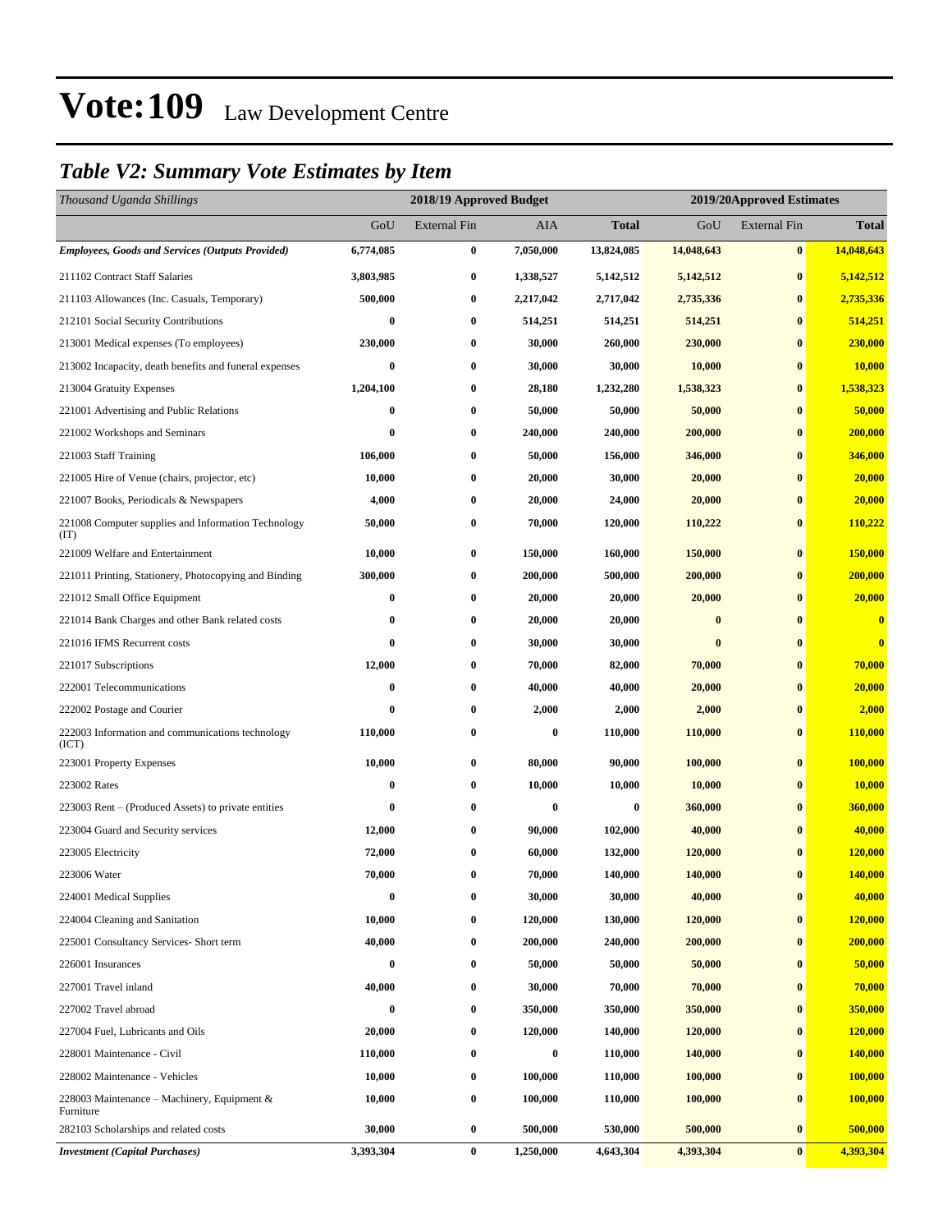# Vote:109 Law Development Centre

## *Table V2: Summary Vote Estimates by Item*

| *Thousand Uganda Shillings* | 2018/19 Approved Budget | | | | 2019/20Approved Estimates | | |
|---|---|---|---|---|---|---|---|
| | GoU | External Fin | AIA | **Total** | GoU | External Fin | **Total** |
| ***Employees, Goods and Services (Outputs Provided)*** | **6,774,085** | **0** | **7,050,000** | **13,824,085** | **14,048,643** | **0** | **14,048,643** |
| 211102 Contract Staff Salaries | **3,803,985** | **0** | **1,338,527** | **5,142,512** | **5,142,512** | **0** | **5,142,512** |
| 211103 Allowances (Inc. Casuals, Temporary) | **500,000** | **0** | **2,217,042** | **2,717,042** | **2,735,336** | **0** | **2,735,336** |
| 212101 Social Security Contributions | **0** | **0** | **514,251** | **514,251** | **514,251** | **0** | **514,251** |
| 213001 Medical expenses (To employees) | **230,000** | **0** | **30,000** | **260,000** | **230,000** | **0** | **230,000** |
| 213002 Incapacity, death benefits and funeral expenses | **0** | **0** | **30,000** | **30,000** | **10,000** | **0** | **10,000** |
| 213004 Gratuity Expenses | **1,204,100** | **0** | **28,180** | **1,232,280** | **1,538,323** | **0** | **1,538,323** |
| 221001 Advertising and Public Relations | **0** | **0** | **50,000** | **50,000** | **50,000** | **0** | **50,000** |
| 221002 Workshops and Seminars | **0** | **0** | **240,000** | **240,000** | **200,000** | **0** | **200,000** |
| 221003 Staff Training | **106,000** | **0** | **50,000** | **156,000** | **346,000** | **0** | **346,000** |
| 221005 Hire of Venue (chairs, projector, etc) | **10,000** | **0** | **20,000** | **30,000** | **20,000** | **0** | **20,000** |
| 221007 Books, Periodicals & Newspapers | **4,000** | **0** | **20,000** | **24,000** | **20,000** | **0** | **20,000** |
| 221008 Computer supplies and Information Technology (IT) | **50,000** | **0** | **70,000** | **120,000** | **110,222** | **0** | **110,222** |
| 221009 Welfare and Entertainment | **10,000** | **0** | **150,000** | **160,000** | **150,000** | **0** | **150,000** |
| 221011 Printing, Stationery, Photocopying and Binding | **300,000** | **0** | **200,000** | **500,000** | **200,000** | **0** | **200,000** |
| 221012 Small Office Equipment | **0** | **0** | **20,000** | **20,000** | **20,000** | **0** | **20,000** |
| 221014 Bank Charges and other Bank related costs | **0** | **0** | **20,000** | **20,000** | **0** | **0** | **0** |
| 221016 IFMS Recurrent costs | **0** | **0** | **30,000** | **30,000** | **0** | **0** | **0** |
| 221017 Subscriptions | **12,000** | **0** | **70,000** | **82,000** | **70,000** | **0** | **70,000** |
| 222001 Telecommunications | **0** | **0** | **40,000** | **40,000** | **20,000** | **0** | **20,000** |
| 222002 Postage and Courier | **0** | **0** | **2,000** | **2,000** | **2,000** | **0** | **2,000** |
| 222003 Information and communications technology (ICT) | **110,000** | **0** | **0** | **110,000** | **110,000** | **0** | **110,000** |
| 223001 Property Expenses | **10,000** | **0** | **80,000** | **90,000** | **100,000** | **0** | **100,000** |
| 223002 Rates | **0** | **0** | **10,000** | **10,000** | **10,000** | **0** | **10,000** |
| 223003 Rent – (Produced Assets) to private entities | **0** | **0** | **0** | **0** | **360,000** | **0** | **360,000** |
| 223004 Guard and Security services | **12,000** | **0** | **90,000** | **102,000** | **40,000** | **0** | **40,000** |
| 223005 Electricity | **72,000** | **0** | **60,000** | **132,000** | **120,000** | **0** | **120,000** |
| 223006 Water | **70,000** | **0** | **70,000** | **140,000** | **140,000** | **0** | **140,000** |
| 224001 Medical Supplies | **0** | **0** | **30,000** | **30,000** | **40,000** | **0** | **40,000** |
| 224004 Cleaning and Sanitation | **10,000** | **0** | **120,000** | **130,000** | **120,000** | **0** | **120,000** |
| 225001 Consultancy Services- Short term | **40,000** | **0** | **200,000** | **240,000** | **200,000** | **0** | **200,000** |
| 226001 Insurances | **0** | **0** | **50,000** | **50,000** | **50,000** | **0** | **50,000** |
| 227001 Travel inland | **40,000** | **0** | **30,000** | **70,000** | **70,000** | **0** | **70,000** |
| 227002 Travel abroad | **0** | **0** | **350,000** | **350,000** | **350,000** | **0** | **350,000** |
| 227004 Fuel, Lubricants and Oils | **20,000** | **0** | **120,000** | **140,000** | **120,000** | **0** | **120,000** |
| 228001 Maintenance - Civil | **110,000** | **0** | **0** | **110,000** | **140,000** | **0** | **140,000** |
| 228002 Maintenance - Vehicles | **10,000** | **0** | **100,000** | **110,000** | **100,000** | **0** | **100,000** |
| 228003 Maintenance – Machinery, Equipment & Furniture | **10,000** | **0** | **100,000** | **110,000** | **100,000** | **0** | **100,000** |
| 282103 Scholarships and related costs | **30,000** | **0** | **500,000** | **530,000** | **500,000** | **0** | **500,000** |
| ***Investment (Capital Purchases)*** | **3,393,304** | **0** | **1,250,000** | **4,643,304** | **4,393,304** | **0** | **4,393,304** |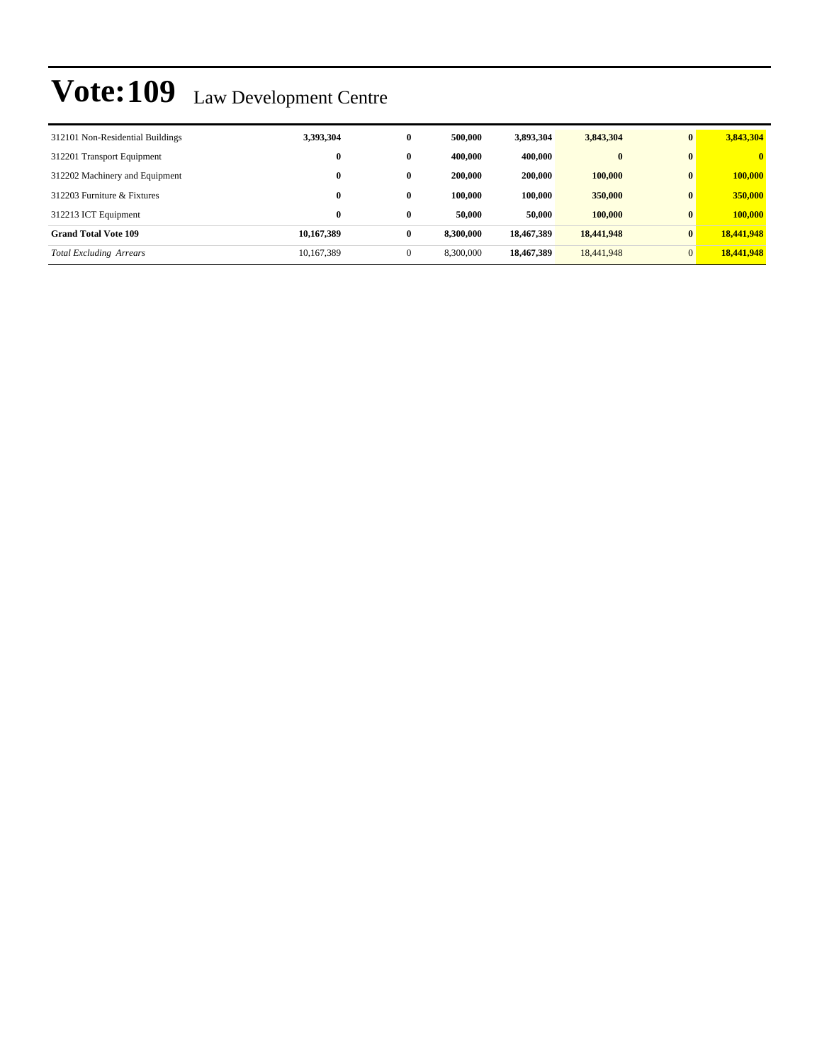# Vote:109 Law Development Centre

| | | | | | | | |
|---|---|---|---|---|---|---|---|
| 312101 Non-Residential Buildings | **3,393,304** | **0** | **500,000** | **3,893,304** | **3,843,304** | **0** | **3,843,304** |
| 312201 Transport Equipment | **0** | **0** | **400,000** | **400,000** | **0** | **0** | **0** |
| 312202 Machinery and Equipment | **0** | **0** | **200,000** | **200,000** | **100,000** | **0** | **100,000** |
| 312203 Furniture & Fixtures | **0** | **0** | **100,000** | **100,000** | **350,000** | **0** | **350,000** |
| 312213 ICT Equipment | **0** | **0** | **50,000** | **50,000** | **100,000** | **0** | **100,000** |
| **Grand Total Vote 109** | **10,167,389** | **0** | **8,300,000** | **18,467,389** | **18,441,948** | **0** | **18,441,948** |
| *Total Excluding Arrears* | 10,167,389 | 0 | 8,300,000 | **18,467,389** | 18,441,948 | 0 | **18,441,948** |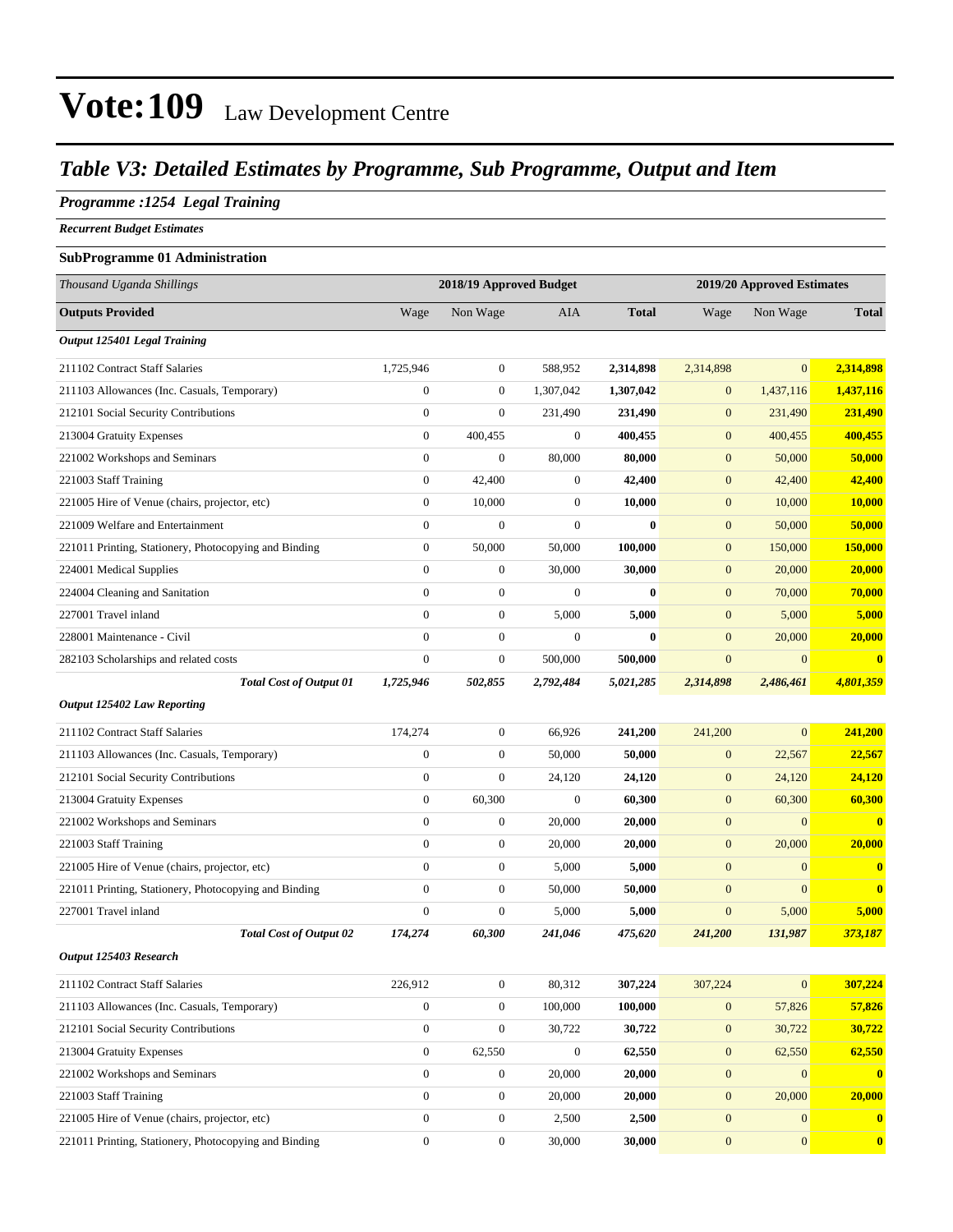# Vote:109 Law Development Centre

## *Table V3: Detailed Estimates by Programme, Sub Programme, Output and Item*

### *Programme :1254 Legal Training*

***Recurrent Budget Estimates***

**SubProgramme 01 Administration**

| *Thousand Uganda Shillings* | 2018/19 Approved Budget | | | | 2019/20 Approved Estimates | | |
|---|---|---|---|---|---|---|---|
| **Outputs Provided** | Wage | Non Wage | AIA | **Total** | Wage | Non Wage | **Total** |
| ***Output 125401 Legal Training*** | | | | | | | |
| 211102 Contract Staff Salaries | 1,725,946 | 0 | 588,952 | **2,314,898** | 2,314,898 | 0 | **2,314,898** |
| 211103 Allowances (Inc. Casuals, Temporary) | 0 | 0 | 1,307,042 | **1,307,042** | 0 | 1,437,116 | **1,437,116** |
| 212101 Social Security Contributions | 0 | 0 | 231,490 | **231,490** | 0 | 231,490 | **231,490** |
| 213004 Gratuity Expenses | 0 | 400,455 | 0 | **400,455** | 0 | 400,455 | **400,455** |
| 221002 Workshops and Seminars | 0 | 0 | 80,000 | **80,000** | 0 | 50,000 | **50,000** |
| 221003 Staff Training | 0 | 42,400 | 0 | **42,400** | 0 | 42,400 | **42,400** |
| 221005 Hire of Venue (chairs, projector, etc) | 0 | 10,000 | 0 | **10,000** | 0 | 10,000 | **10,000** |
| 221009 Welfare and Entertainment | 0 | 0 | 0 | **0** | 0 | 50,000 | **50,000** |
| 221011 Printing, Stationery, Photocopying and Binding | 0 | 50,000 | 50,000 | **100,000** | 0 | 150,000 | **150,000** |
| 224001 Medical Supplies | 0 | 0 | 30,000 | **30,000** | 0 | 20,000 | **20,000** |
| 224004 Cleaning and Sanitation | 0 | 0 | 0 | **0** | 0 | 70,000 | **70,000** |
| 227001 Travel inland | 0 | 0 | 5,000 | **5,000** | 0 | 5,000 | **5,000** |
| 228001 Maintenance - Civil | 0 | 0 | 0 | **0** | 0 | 20,000 | **20,000** |
| 282103 Scholarships and related costs | 0 | 0 | 500,000 | **500,000** | 0 | 0 | **0** |
| ***Total Cost of Output 01*** | ***1,725,946*** | ***502,855*** | ***2,792,484*** | ***5,021,285*** | ***2,314,898*** | ***2,486,461*** | ***4,801,359*** |
| ***Output 125402 Law Reporting*** | | | | | | | |
| 211102 Contract Staff Salaries | 174,274 | 0 | 66,926 | **241,200** | 241,200 | 0 | **241,200** |
| 211103 Allowances (Inc. Casuals, Temporary) | 0 | 0 | 50,000 | **50,000** | 0 | 22,567 | **22,567** |
| 212101 Social Security Contributions | 0 | 0 | 24,120 | **24,120** | 0 | 24,120 | **24,120** |
| 213004 Gratuity Expenses | 0 | 60,300 | 0 | **60,300** | 0 | 60,300 | **60,300** |
| 221002 Workshops and Seminars | 0 | 0 | 20,000 | **20,000** | 0 | 0 | **0** |
| 221003 Staff Training | 0 | 0 | 20,000 | **20,000** | 0 | 20,000 | **20,000** |
| 221005 Hire of Venue (chairs, projector, etc) | 0 | 0 | 5,000 | **5,000** | 0 | 0 | **0** |
| 221011 Printing, Stationery, Photocopying and Binding | 0 | 0 | 50,000 | **50,000** | 0 | 0 | **0** |
| 227001 Travel inland | 0 | 0 | 5,000 | **5,000** | 0 | 5,000 | **5,000** |
| ***Total Cost of Output 02*** | ***174,274*** | ***60,300*** | ***241,046*** | ***475,620*** | ***241,200*** | ***131,987*** | ***373,187*** |
| ***Output 125403 Research*** | | | | | | | |
| 211102 Contract Staff Salaries | 226,912 | 0 | 80,312 | **307,224** | 307,224 | 0 | **307,224** |
| 211103 Allowances (Inc. Casuals, Temporary) | 0 | 0 | 100,000 | **100,000** | 0 | 57,826 | **57,826** |
| 212101 Social Security Contributions | 0 | 0 | 30,722 | **30,722** | 0 | 30,722 | **30,722** |
| 213004 Gratuity Expenses | 0 | 62,550 | 0 | **62,550** | 0 | 62,550 | **62,550** |
| 221002 Workshops and Seminars | 0 | 0 | 20,000 | **20,000** | 0 | 0 | **0** |
| 221003 Staff Training | 0 | 0 | 20,000 | **20,000** | 0 | 20,000 | **20,000** |
| 221005 Hire of Venue (chairs, projector, etc) | 0 | 0 | 2,500 | **2,500** | 0 | 0 | **0** |
| 221011 Printing, Stationery, Photocopying and Binding | 0 | 0 | 30,000 | **30,000** | 0 | 0 | **0** |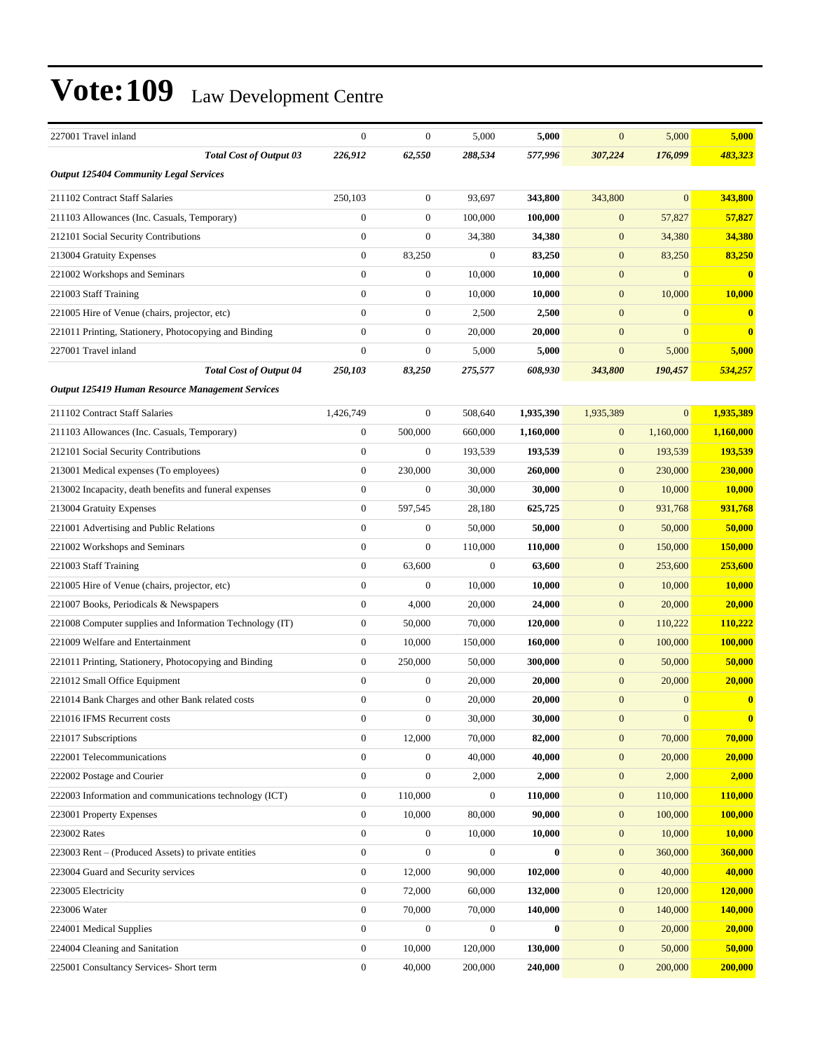# Vote:109 Law Development Centre

| | | | | | | | |
|---|---|---|---|---|---|---|---|
| 227001 Travel inland | 0 | 0 | 5,000 | **5,000** | 0 | 5,000 | **5,000** |
| ***Total Cost of Output 03*** | ***226,912*** | ***62,550*** | ***288,534*** | ***577,996*** | ***307,224*** | ***176,099*** | ***483,323*** |
| ***Output 125404 Community Legal Services*** | | | | | | | |
| 211102 Contract Staff Salaries | 250,103 | 0 | 93,697 | **343,800** | 343,800 | 0 | **343,800** |
| 211103 Allowances (Inc. Casuals, Temporary) | 0 | 0 | 100,000 | **100,000** | 0 | 57,827 | **57,827** |
| 212101 Social Security Contributions | 0 | 0 | 34,380 | **34,380** | 0 | 34,380 | **34,380** |
| 213004 Gratuity Expenses | 0 | 83,250 | 0 | **83,250** | 0 | 83,250 | **83,250** |
| 221002 Workshops and Seminars | 0 | 0 | 10,000 | **10,000** | 0 | 0 | **0** |
| 221003 Staff Training | 0 | 0 | 10,000 | **10,000** | 0 | 10,000 | **10,000** |
| 221005 Hire of Venue (chairs, projector, etc) | 0 | 0 | 2,500 | **2,500** | 0 | 0 | **0** |
| 221011 Printing, Stationery, Photocopying and Binding | 0 | 0 | 20,000 | **20,000** | 0 | 0 | **0** |
| 227001 Travel inland | 0 | 0 | 5,000 | **5,000** | 0 | 5,000 | **5,000** |
| ***Total Cost of Output 04*** | ***250,103*** | ***83,250*** | ***275,577*** | ***608,930*** | ***343,800*** | ***190,457*** | ***534,257*** |
| ***Output 125419 Human Resource Management Services*** | | | | | | | |
| 211102 Contract Staff Salaries | 1,426,749 | 0 | 508,640 | **1,935,390** | 1,935,389 | 0 | **1,935,389** |
| 211103 Allowances (Inc. Casuals, Temporary) | 0 | 500,000 | 660,000 | **1,160,000** | 0 | 1,160,000 | **1,160,000** |
| 212101 Social Security Contributions | 0 | 0 | 193,539 | **193,539** | 0 | 193,539 | **193,539** |
| 213001 Medical expenses (To employees) | 0 | 230,000 | 30,000 | **260,000** | 0 | 230,000 | **230,000** |
| 213002 Incapacity, death benefits and funeral expenses | 0 | 0 | 30,000 | **30,000** | 0 | 10,000 | **10,000** |
| 213004 Gratuity Expenses | 0 | 597,545 | 28,180 | **625,725** | 0 | 931,768 | **931,768** |
| 221001 Advertising and Public Relations | 0 | 0 | 50,000 | **50,000** | 0 | 50,000 | **50,000** |
| 221002 Workshops and Seminars | 0 | 0 | 110,000 | **110,000** | 0 | 150,000 | **150,000** |
| 221003 Staff Training | 0 | 63,600 | 0 | **63,600** | 0 | 253,600 | **253,600** |
| 221005 Hire of Venue (chairs, projector, etc) | 0 | 0 | 10,000 | **10,000** | 0 | 10,000 | **10,000** |
| 221007 Books, Periodicals & Newspapers | 0 | 4,000 | 20,000 | **24,000** | 0 | 20,000 | **20,000** |
| 221008 Computer supplies and Information Technology (IT) | 0 | 50,000 | 70,000 | **120,000** | 0 | 110,222 | **110,222** |
| 221009 Welfare and Entertainment | 0 | 10,000 | 150,000 | **160,000** | 0 | 100,000 | **100,000** |
| 221011 Printing, Stationery, Photocopying and Binding | 0 | 250,000 | 50,000 | **300,000** | 0 | 50,000 | **50,000** |
| 221012 Small Office Equipment | 0 | 0 | 20,000 | **20,000** | 0 | 20,000 | **20,000** |
| 221014 Bank Charges and other Bank related costs | 0 | 0 | 20,000 | **20,000** | 0 | 0 | **0** |
| 221016 IFMS Recurrent costs | 0 | 0 | 30,000 | **30,000** | 0 | 0 | **0** |
| 221017 Subscriptions | 0 | 12,000 | 70,000 | **82,000** | 0 | 70,000 | **70,000** |
| 222001 Telecommunications | 0 | 0 | 40,000 | **40,000** | 0 | 20,000 | **20,000** |
| 222002 Postage and Courier | 0 | 0 | 2,000 | **2,000** | 0 | 2,000 | **2,000** |
| 222003 Information and communications technology (ICT) | 0 | 110,000 | 0 | **110,000** | 0 | 110,000 | **110,000** |
| 223001 Property Expenses | 0 | 10,000 | 80,000 | **90,000** | 0 | 100,000 | **100,000** |
| 223002 Rates | 0 | 0 | 10,000 | **10,000** | 0 | 10,000 | **10,000** |
| 223003 Rent – (Produced Assets) to private entities | 0 | 0 | 0 | **0** | 0 | 360,000 | **360,000** |
| 223004 Guard and Security services | 0 | 12,000 | 90,000 | **102,000** | 0 | 40,000 | **40,000** |
| 223005 Electricity | 0 | 72,000 | 60,000 | **132,000** | 0 | 120,000 | **120,000** |
| 223006 Water | 0 | 70,000 | 70,000 | **140,000** | 0 | 140,000 | **140,000** |
| 224001 Medical Supplies | 0 | 0 | 0 | **0** | 0 | 20,000 | **20,000** |
| 224004 Cleaning and Sanitation | 0 | 10,000 | 120,000 | **130,000** | 0 | 50,000 | **50,000** |
| 225001 Consultancy Services- Short term | 0 | 40,000 | 200,000 | **240,000** | 0 | 200,000 | **200,000** |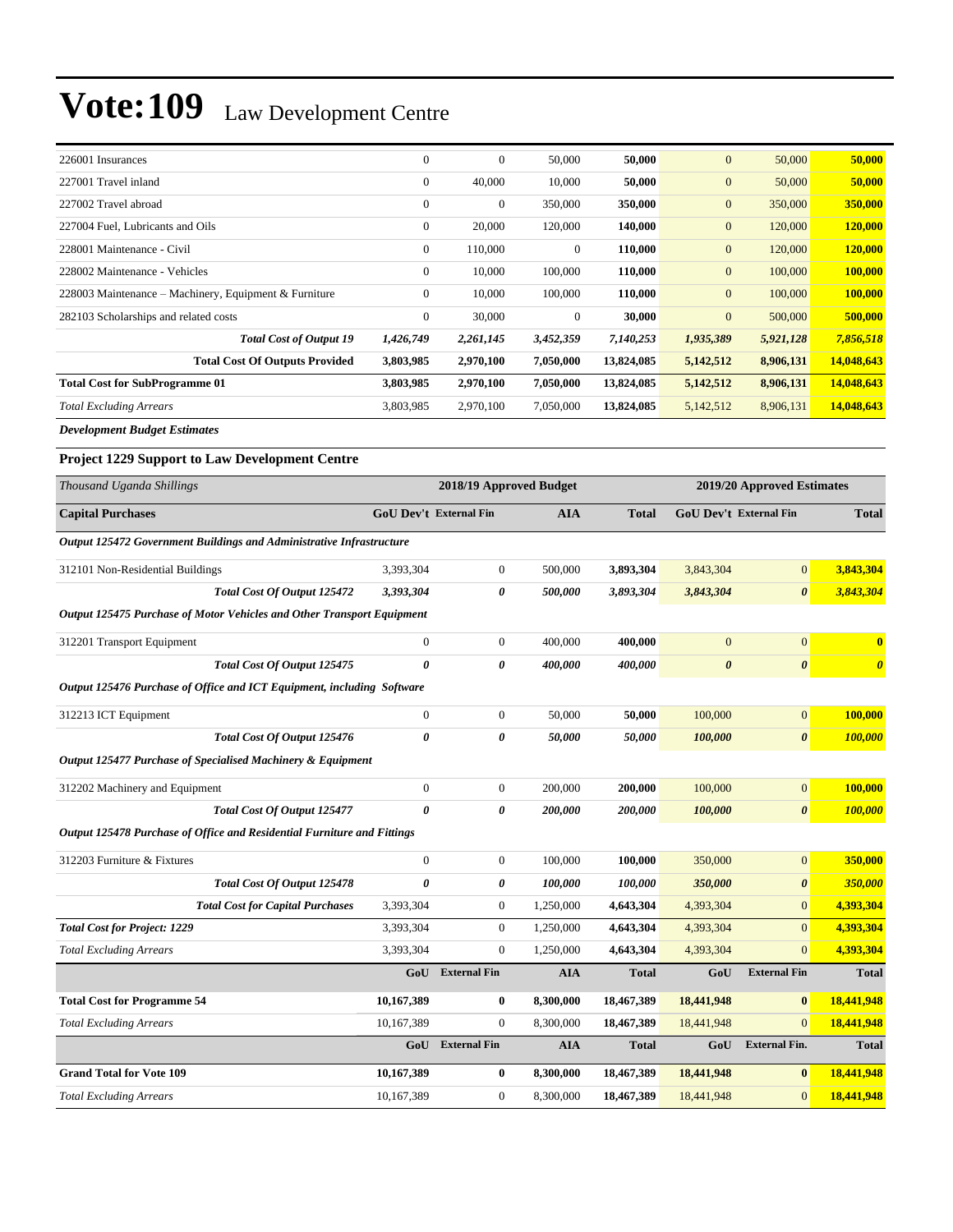# Vote:109 Law Development Centre

| | | | | | | | |
|---|---|---|---|---|---|---|---|
| 226001 Insurances | 0 | 0 | 50,000 | **50,000** | 0 | 50,000 | **50,000** |
| 227001 Travel inland | 0 | 40,000 | 10,000 | **50,000** | 0 | 50,000 | **50,000** |
| 227002 Travel abroad | 0 | 0 | 350,000 | **350,000** | 0 | 350,000 | **350,000** |
| 227004 Fuel, Lubricants and Oils | 0 | 20,000 | 120,000 | **140,000** | 0 | 120,000 | **120,000** |
| 228001 Maintenance - Civil | 0 | 110,000 | 0 | **110,000** | 0 | 120,000 | **120,000** |
| 228002 Maintenance - Vehicles | 0 | 10,000 | 100,000 | **110,000** | 0 | 100,000 | **100,000** |
| 228003 Maintenance – Machinery, Equipment & Furniture | 0 | 10,000 | 100,000 | **110,000** | 0 | 100,000 | **100,000** |
| 282103 Scholarships and related costs | 0 | 30,000 | 0 | **30,000** | 0 | 500,000 | **500,000** |
| ***Total Cost of Output 19*** | ***1,426,749*** | ***2,261,145*** | ***3,452,359*** | ***7,140,253*** | ***1,935,389*** | ***5,921,128*** | ***7,856,518*** |
| **Total Cost Of Outputs Provided** | **3,803,985** | **2,970,100** | **7,050,000** | **13,824,085** | **5,142,512** | **8,906,131** | **14,048,643** |
| **Total Cost for SubProgramme 01** | **3,803,985** | **2,970,100** | **7,050,000** | **13,824,085** | **5,142,512** | **8,906,131** | **14,048,643** |
| *Total Excluding Arrears* | 3,803,985 | 2,970,100 | 7,050,000 | **13,824,085** | 5,142,512 | 8,906,131 | **14,048,643** |

***Development Budget Estimates***

**Project 1229 Support to Law Development Centre**

| *Thousand Uganda Shillings* | 2018/19 Approved Budget | | | | 2019/20 Approved Estimates | | |
|---|---|---|---|---|---|---|---|
| **Capital Purchases** | **GoU Dev't** | **External Fin** | **AIA** | **Total** | **GoU Dev't** | **External Fin** | **Total** |
| ***Output 125472 Government Buildings and Administrative Infrastructure*** | | | | | | | |
| 312101 Non-Residential Buildings | 3,393,304 | 0 | 500,000 | **3,893,304** | 3,843,304 | 0 | **3,843,304** |
| ***Total Cost Of Output 125472*** | ***3,393,304*** | ***0*** | ***500,000*** | ***3,893,304*** | ***3,843,304*** | ***0*** | ***3,843,304*** |
| ***Output 125475 Purchase of Motor Vehicles and Other Transport Equipment*** | | | | | | | |
| 312201 Transport Equipment | 0 | 0 | 400,000 | **400,000** | 0 | 0 | **0** |
| ***Total Cost Of Output 125475*** | ***0*** | ***0*** | ***400,000*** | ***400,000*** | ***0*** | ***0*** | ***0*** |
| ***Output 125476 Purchase of Office and ICT Equipment, including Software*** | | | | | | | |
| 312213 ICT Equipment | 0 | 0 | 50,000 | **50,000** | 100,000 | 0 | **100,000** |
| ***Total Cost Of Output 125476*** | ***0*** | ***0*** | ***50,000*** | ***50,000*** | ***100,000*** | ***0*** | ***100,000*** |
| ***Output 125477 Purchase of Specialised Machinery & Equipment*** | | | | | | | |
| 312202 Machinery and Equipment | 0 | 0 | 200,000 | **200,000** | 100,000 | 0 | **100,000** |
| ***Total Cost Of Output 125477*** | ***0*** | ***0*** | ***200,000*** | ***200,000*** | ***100,000*** | ***0*** | ***100,000*** |
| ***Output 125478 Purchase of Office and Residential Furniture and Fittings*** | | | | | | | |
| 312203 Furniture & Fixtures | 0 | 0 | 100,000 | **100,000** | 350,000 | 0 | **350,000** |
| ***Total Cost Of Output 125478*** | ***0*** | ***0*** | ***100,000*** | ***100,000*** | ***350,000*** | ***0*** | ***350,000*** |
| **Total Cost for Capital Purchases** | 3,393,304 | 0 | 1,250,000 | **4,643,304** | 4,393,304 | 0 | **4,393,304** |
| ***Total Cost for Project: 1229*** | 3,393,304 | 0 | 1,250,000 | **4,643,304** | 4,393,304 | 0 | **4,393,304** |
| *Total Excluding Arrears* | 3,393,304 | 0 | 1,250,000 | **4,643,304** | 4,393,304 | 0 | **4,393,304** |
| | **GoU** | **External Fin** | **AIA** | **Total** | **GoU** | **External Fin** | **Total** |
| **Total Cost for Programme 54** | **10,167,389** | **0** | **8,300,000** | **18,467,389** | **18,441,948** | **0** | **18,441,948** |
| *Total Excluding Arrears* | 10,167,389 | 0 | 8,300,000 | **18,467,389** | 18,441,948 | 0 | **18,441,948** |
| | **GoU** | **External Fin** | **AIA** | **Total** | **GoU** | **External Fin.** | **Total** |
| **Grand Total for Vote 109** | **10,167,389** | **0** | **8,300,000** | **18,467,389** | **18,441,948** | **0** | **18,441,948** |
| *Total Excluding Arrears* | 10,167,389 | 0 | 8,300,000 | **18,467,389** | 18,441,948 | 0 | **18,441,948** |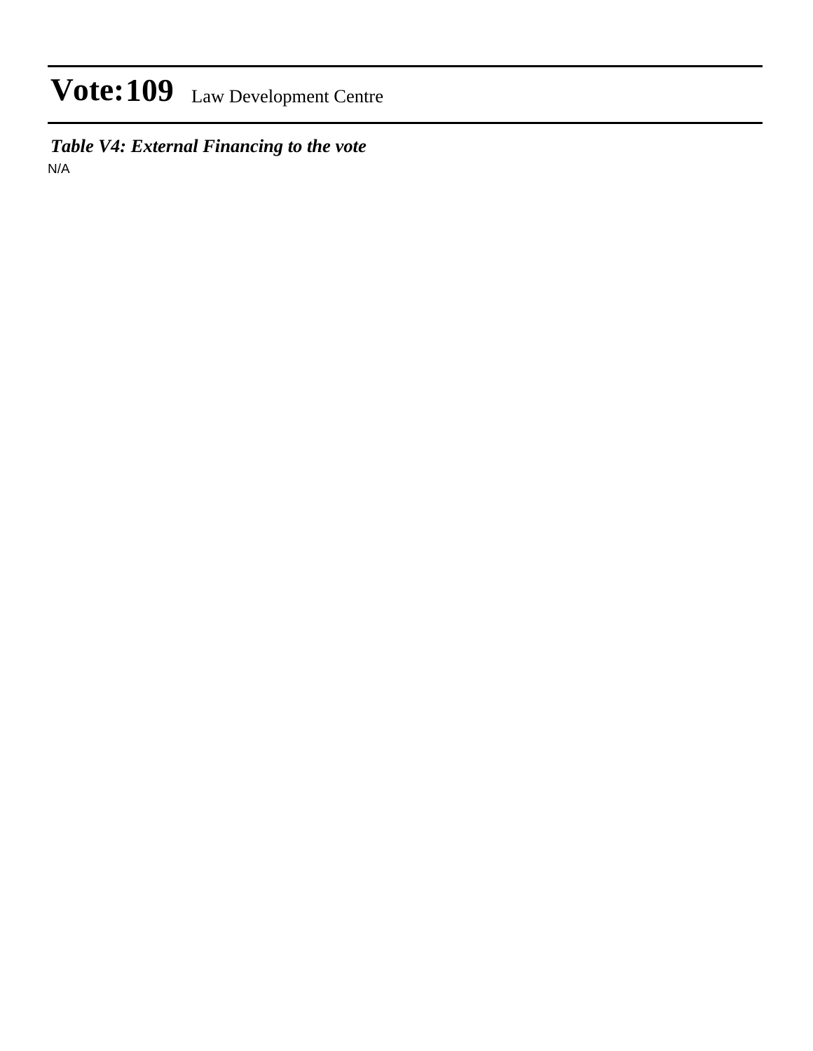# Vote:109 Law Development Centre

***Table V4: External Financing to the vote***

N/A